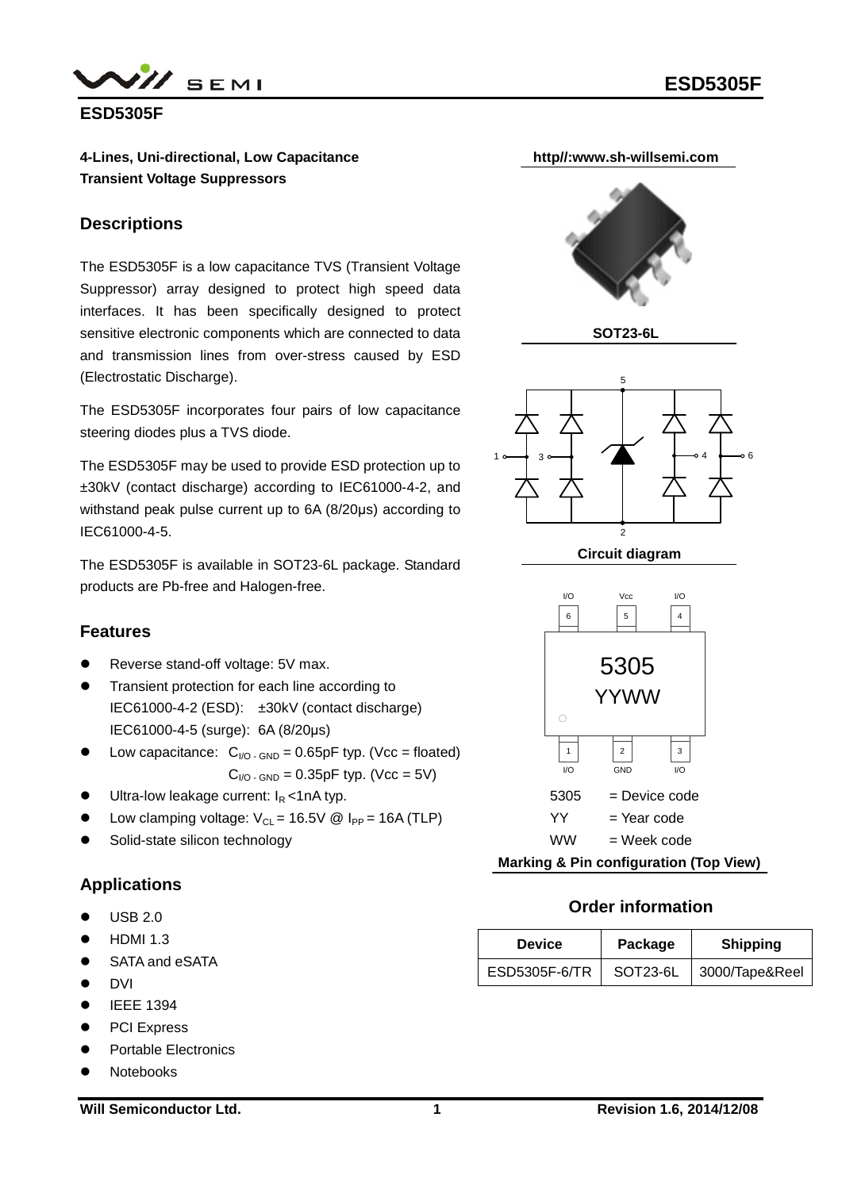# ESD5305F

**4-Lines, Uni-directional, Low Capacitance Transient Voltage Suppressors**

http//:www.sh-willsemi.com

## Descriptions

The ESD5305F is a low capacitance TVS (Transient Voltage Suppressor) array designed to protect high speed data interfaces. It has been specifically designed to protect sensitive electronic components which are connected to data and transmission lines from over-stress caused by ESD (Electrostatic Discharge).

The ESD5305F incorporates four pairs of low capacitance steering diodes plus a TVS diode.

The ESD5305F may be used to provide ESD protection up to ±30kV (contact discharge) according to IEC61000-4-2, and withstand peak pulse current up to 6A (8/20μs) according to IEC61000-4-5.

The ESD5305F is available in SOT23-6L package. Standard products are Pb-free and Halogen-free.

## Features

- Reverse stand-off voltage: 5V max.
- Transient protection for each line according to
  IEC61000-4-2 (ESD): ±30kV (contact discharge)
  IEC61000-4-5 (surge): 6A (8/20μs)
- Low capacitance: $C_{I/O - GND}$ = 0.65pF typ. (Vcc = floated)
  $C_{I/O - GND}$ = 0.35pF typ. (Vcc = 5V)
- Ultra-low leakage current: $I_R$ <1nA typ.
- Low clamping voltage: $V_{CL}$ = 16.5V @ $I_{PP}$ = 16A (TLP)
- Solid-state silicon technology

## Applications

- USB 2.0
- HDMI 1.3
- SATA and eSATA
- DVI
- IEEE 1394
- PCI Express
- Portable Electronics
- Notebooks

SOT23-6L

Circuit diagram

| Pin | 6 | 5 | 4 |
|---|---|---|---|
| Function | I/O | Vcc | I/O |

| Pin | 1 | 2 | 3 |
|---|---|---|---|
| Function | I/O | GND | I/O |

5305 = Device code
YY = Year code
WW = Week code

Marking & Pin configuration (Top View)

## Order information

| Device | Package | Shipping |
|---|---|---|
| ESD5305F-6/TR | SOT23-6L | 3000/Tape&Reel |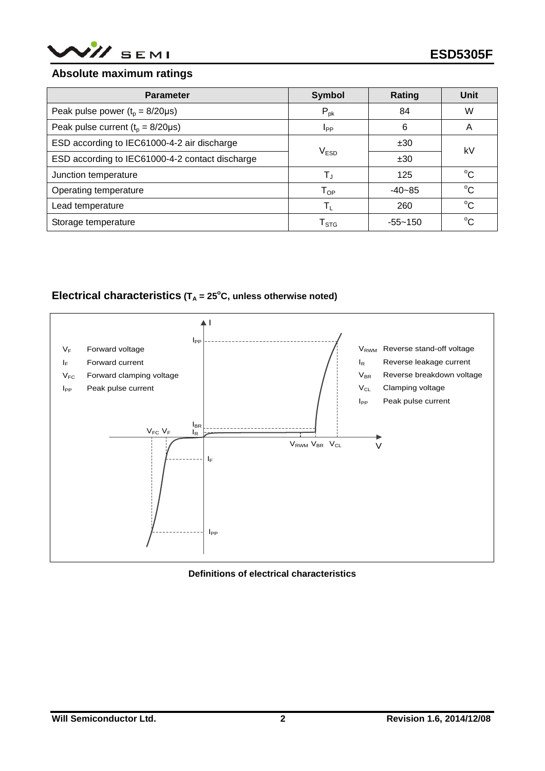## Absolute maximum ratings

| Parameter | Symbol | Rating | Unit |
|---|---|---|---|
| Peak pulse power ($t_p$ = 8/20μs) | $P_{pk}$ | 84 | W |
| Peak pulse current ($t_p$ = 8/20μs) | $I_{PP}$ | 6 | A |
| ESD according to IEC61000-4-2 air discharge | $V_{ESD}$ | ±30 | kV |
| ESD according to IEC61000-4-2 contact discharge | | ±30 | |
| Junction temperature | $T_J$ | 125 | °C |
| Operating temperature | $T_{OP}$ | -40~85 | °C |
| Lead temperature | $T_L$ | 260 | °C |
| Storage temperature | $T_{STG}$ | -55~150 | °C |

## Electrical characteristics ($T_A$ = 25°C, unless otherwise noted)

$V_F$ Forward voltage
$I_F$ Forward current
$V_{FC}$ Forward clamping voltage
$I_{PP}$ Peak pulse current

$V_{RWM}$ Reverse stand-off voltage
$I_R$ Reverse leakage current
$V_{BR}$ Reverse breakdown voltage
$V_{CL}$ Clamping voltage
$I_{PP}$ Peak pulse current

**Definitions of electrical characteristics**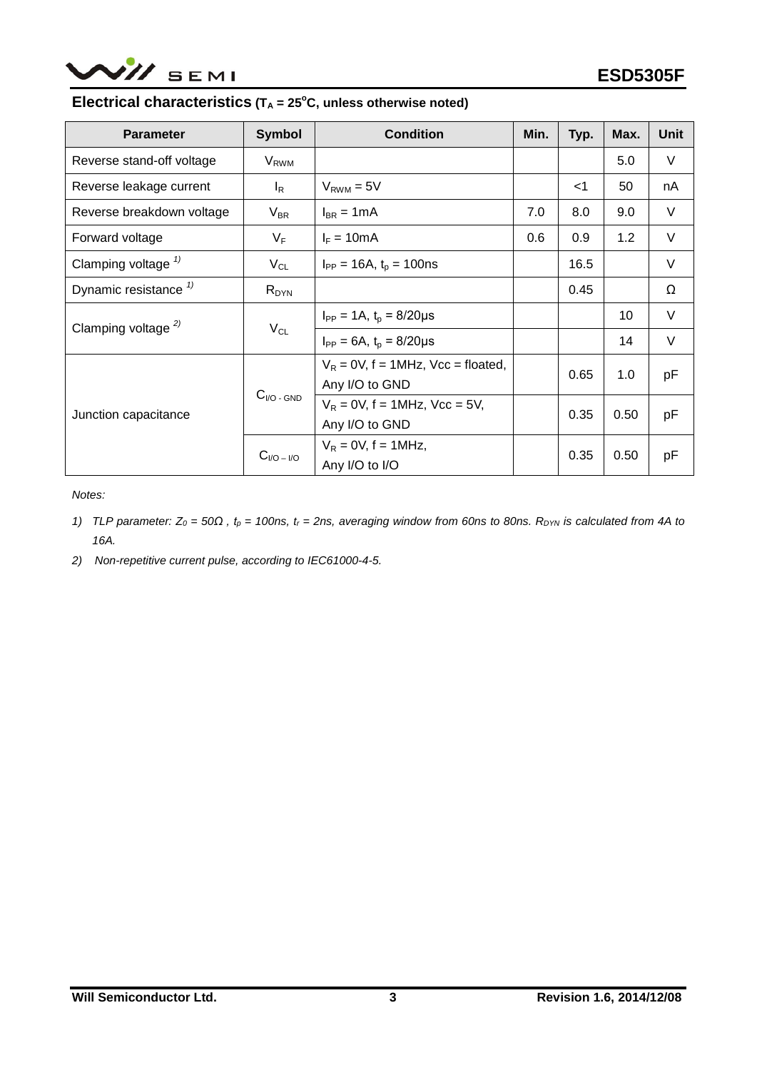## Electrical characteristics ($T_A$ = 25°C, unless otherwise noted)

| Parameter | Symbol | Condition | Min. | Typ. | Max. | Unit |
|---|---|---|---|---|---|---|
| Reverse stand-off voltage | $V_{RWM}$ | | | | 5.0 | V |
| Reverse leakage current | $I_R$ | $V_{RWM}$ = 5V | | <1 | 50 | nA |
| Reverse breakdown voltage | $V_{BR}$ | $I_{BR}$ = 1mA | 7.0 | 8.0 | 9.0 | V |
| Forward voltage | $V_F$ | $I_F$ = 10mA | 0.6 | 0.9 | 1.2 | V |
| Clamping voltage [1] | $V_{CL}$ | $I_{PP}$ = 16A, $t_p$ = 100ns | | 16.5 | | V |
| Dynamic resistance [1] | $R_{DYN}$ | | | 0.45 | | Ω |
| Clamping voltage [2] | $V_{CL}$ | $I_{PP}$ = 1A, $t_p$ = 8/20μs | | | 10 | V |
| | | $I_{PP}$ = 6A, $t_p$ = 8/20μs | | | 14 | V |
| Junction capacitance | $C_{I/O - GND}$ | $V_R$ = 0V, f = 1MHz, Vcc = floated, Any I/O to GND | | 0.65 | 1.0 | pF |
| | | $V_R$ = 0V, f = 1MHz, Vcc = 5V, Any I/O to GND | | 0.35 | 0.50 | pF |
| | $C_{I/O - I/O}$ | $V_R$ = 0V, f = 1MHz, Any I/O to I/O | | 0.35 | 0.50 | pF |

*Notes:*

1) *TLP parameter: $Z_0$ = 50Ω , $t_p$ = 100ns, $t_r$ = 2ns, averaging window from 60ns to 80ns. $R_{DYN}$ is calculated from 4A to 16A.*

2) *Non-repetitive current pulse, according to IEC61000-4-5.*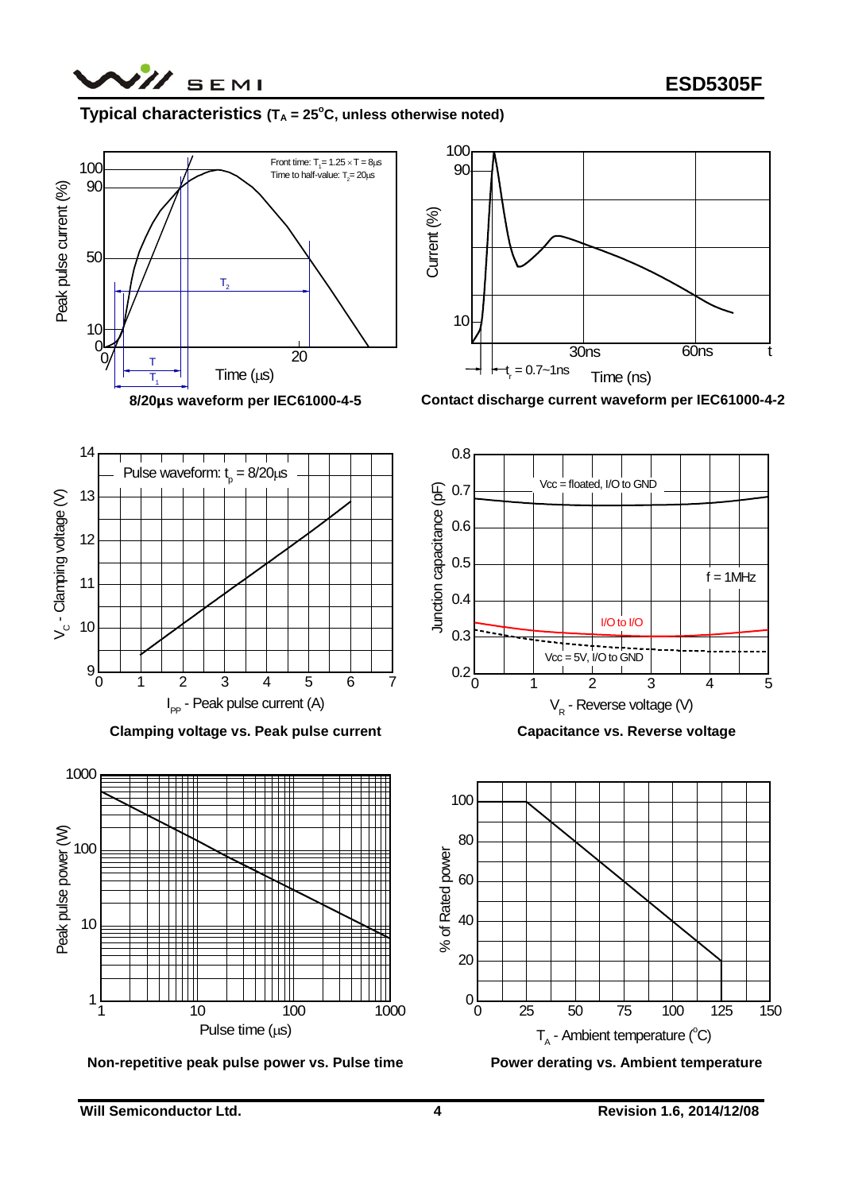## Typical characteristics ($T_A$ = 25°C, unless otherwise noted)

Front time: $T_1 = 1.25 \times T = 8\mu s$
Time to half-value: $T_2 = 20\mu s$

**8/20µs waveform per IEC61000-4-5**

$t_r$ = 0.7~1ns

**Contact discharge current waveform per IEC61000-4-2**

Pulse waveform: $t_p$ = 8/20µs

**Clamping voltage vs. Peak pulse current**

Vcc = floated, I/O to GND

f = 1MHz

I/O to I/O

Vcc = 5V, I/O to GND

**Capacitance vs. Reverse voltage**

**Non-repetitive peak pulse power vs. Pulse time**

**Power derating vs. Ambient temperature**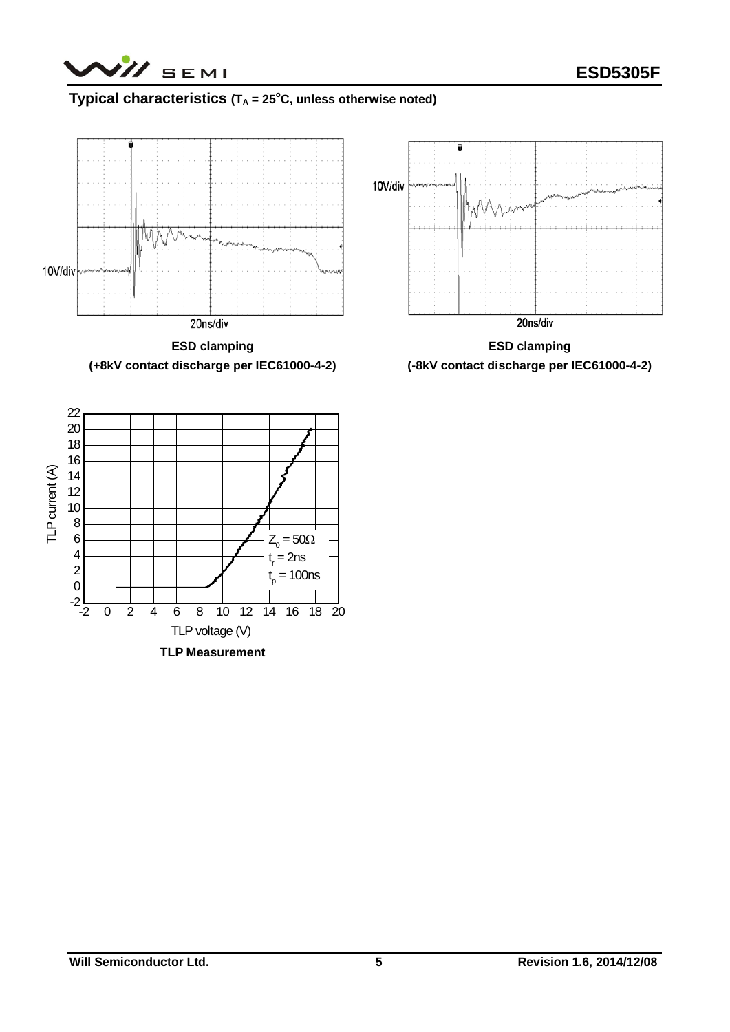## Typical characteristics ($T_A$ = 25°C, unless otherwise noted)

**ESD clamping**
**(+8kV contact discharge per IEC61000-4-2)**

**ESD clamping**
**(-8kV contact discharge per IEC61000-4-2)**

**TLP Measurement**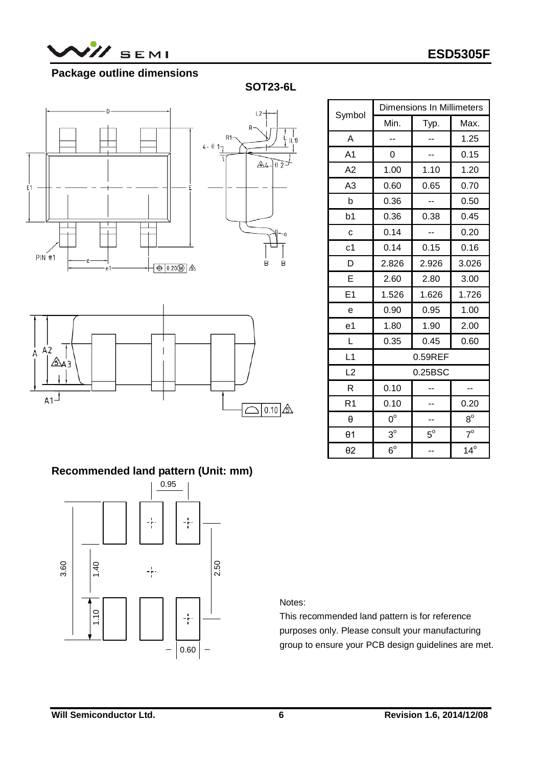## Package outline dimensions

**SOT23-6L**

| Symbol | Dimensions In Millimeters | | |
|---|---|---|---|
| | Min. | Typ. | Max. |
| A | -- | -- | 1.25 |
| A1 | 0 | -- | 0.15 |
| A2 | 1.00 | 1.10 | 1.20 |
| A3 | 0.60 | 0.65 | 0.70 |
| b | 0.36 | -- | 0.50 |
| b1 | 0.36 | 0.38 | 0.45 |
| c | 0.14 | -- | 0.20 |
| c1 | 0.14 | 0.15 | 0.16 |
| D | 2.826 | 2.926 | 3.026 |
| E | 2.60 | 2.80 | 3.00 |
| E1 | 1.526 | 1.626 | 1.726 |
| e | 0.90 | 0.95 | 1.00 |
| e1 | 1.80 | 1.90 | 2.00 |
| L | 0.35 | 0.45 | 0.60 |
| L1 | 0.59REF | | |
| L2 | 0.25BSC | | |
| R | 0.10 | -- | -- |
| R1 | 0.10 | -- | 0.20 |
| θ | $0^{o}$ | -- | $8^{o}$ |
| θ1 | $3^{o}$ | $5^{o}$ | $7^{o}$ |
| θ2 | $6^{o}$ | -- | $14^{o}$ |

## Recommended land pattern (Unit: mm)

0.95

3.60

1.40

2.50

1.10

0.60

Notes:

This recommended land pattern is for reference purposes only. Please consult your manufacturing group to ensure your PCB design guidelines are met.